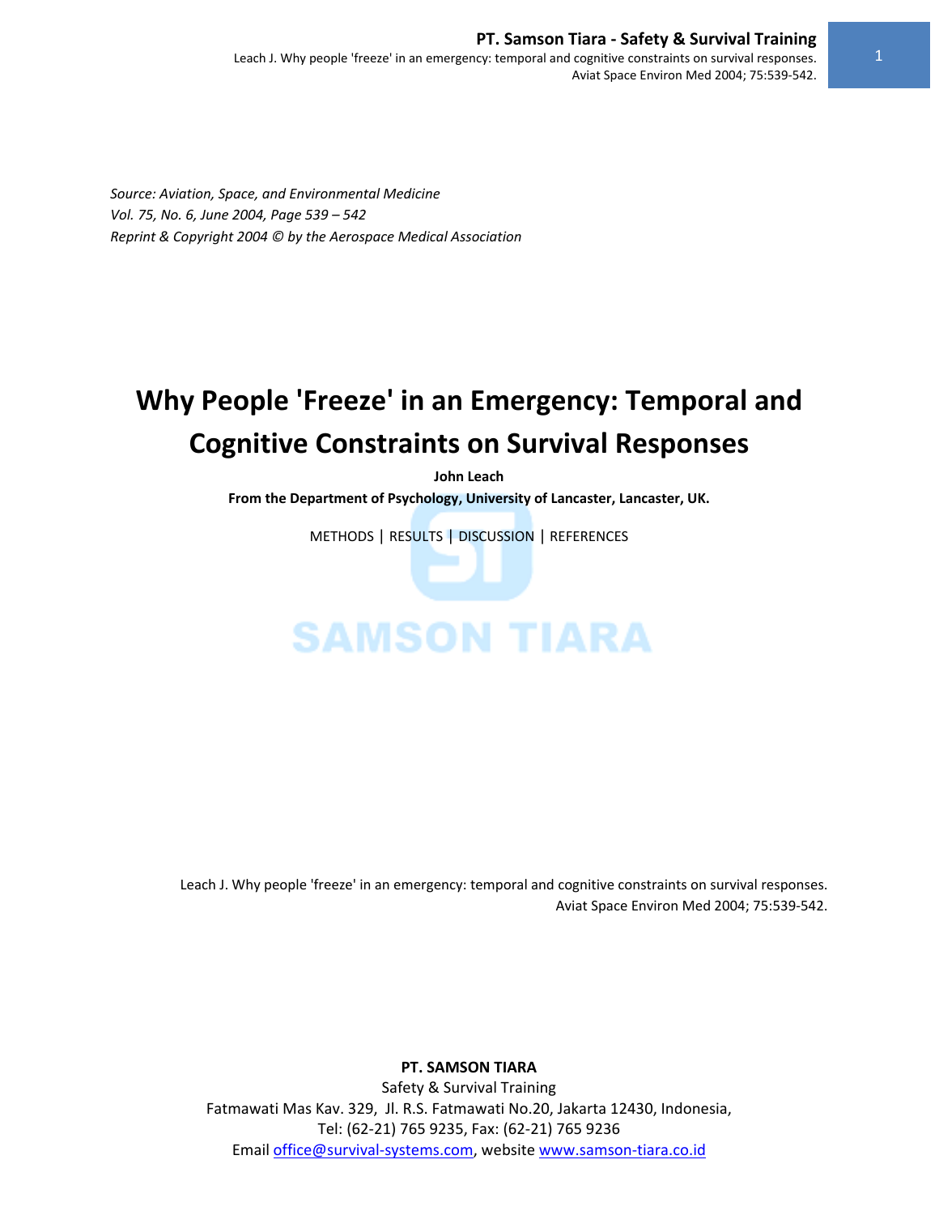*Source: Aviation, Space, and Environmental Medicine*
*Vol. 75, No. 6, June 2004, Page 539 – 542*
*Reprint & Copyright 2004 © by the Aerospace Medical Association*

# Why People 'Freeze' in an Emergency: Temporal and Cognitive Constraints on Survival Responses

**John Leach**

**From the Department of Psychology, University of Lancaster, Lancaster, UK.**

METHODS | RESULTS | DISCUSSION | REFERENCES

Leach J. Why people 'freeze' in an emergency: temporal and cognitive constraints on survival responses. Aviat Space Environ Med 2004; 75:539-542.

**PT. SAMSON TIARA**
Safety & Survival Training
Fatmawati Mas Kav. 329, Jl. R.S. Fatmawati No.20, Jakarta 12430, Indonesia,
Tel: (62-21) 765 9235, Fax: (62-21) 765 9236
Email office@survival-systems.com, website www.samson-tiara.co.id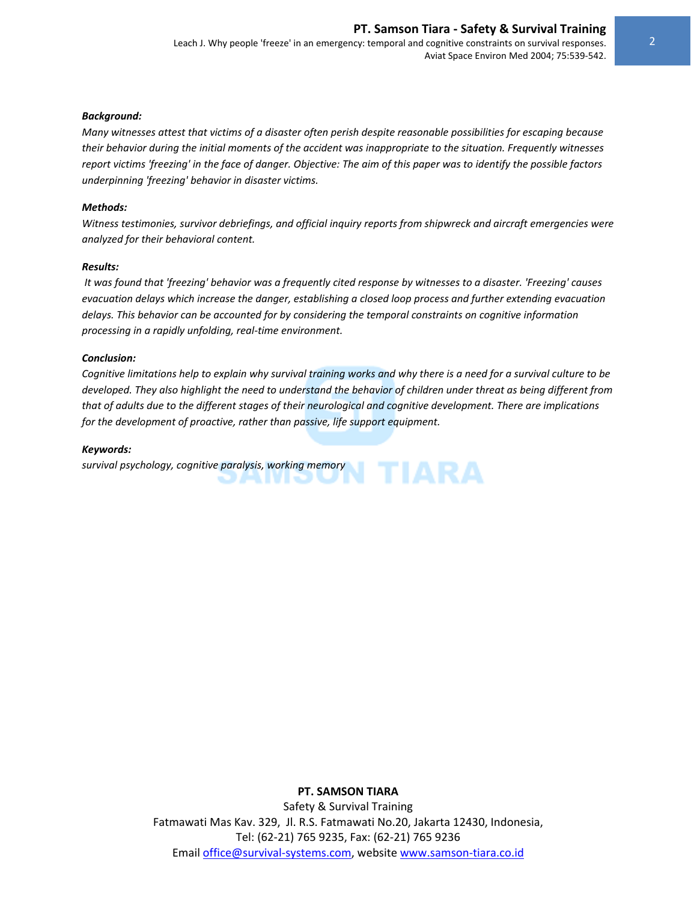***Background:***

*Many witnesses attest that victims of a disaster often perish despite reasonable possibilities for escaping because their behavior during the initial moments of the accident was inappropriate to the situation. Frequently witnesses report victims 'freezing' in the face of danger. Objective: The aim of this paper was to identify the possible factors underpinning 'freezing' behavior in disaster victims.*

***Methods:***

*Witness testimonies, survivor debriefings, and official inquiry reports from shipwreck and aircraft emergencies were analyzed for their behavioral content.*

***Results:***

*It was found that 'freezing' behavior was a frequently cited response by witnesses to a disaster. 'Freezing' causes evacuation delays which increase the danger, establishing a closed loop process and further extending evacuation delays. This behavior can be accounted for by considering the temporal constraints on cognitive information processing in a rapidly unfolding, real-time environment.*

***Conclusion:***

*Cognitive limitations help to explain why survival training works and why there is a need for a survival culture to be developed. They also highlight the need to understand the behavior of children under threat as being different from that of adults due to the different stages of their neurological and cognitive development. There are implications for the development of proactive, rather than passive, life support equipment.*

***Keywords:***

*survival psychology, cognitive paralysis, working memory*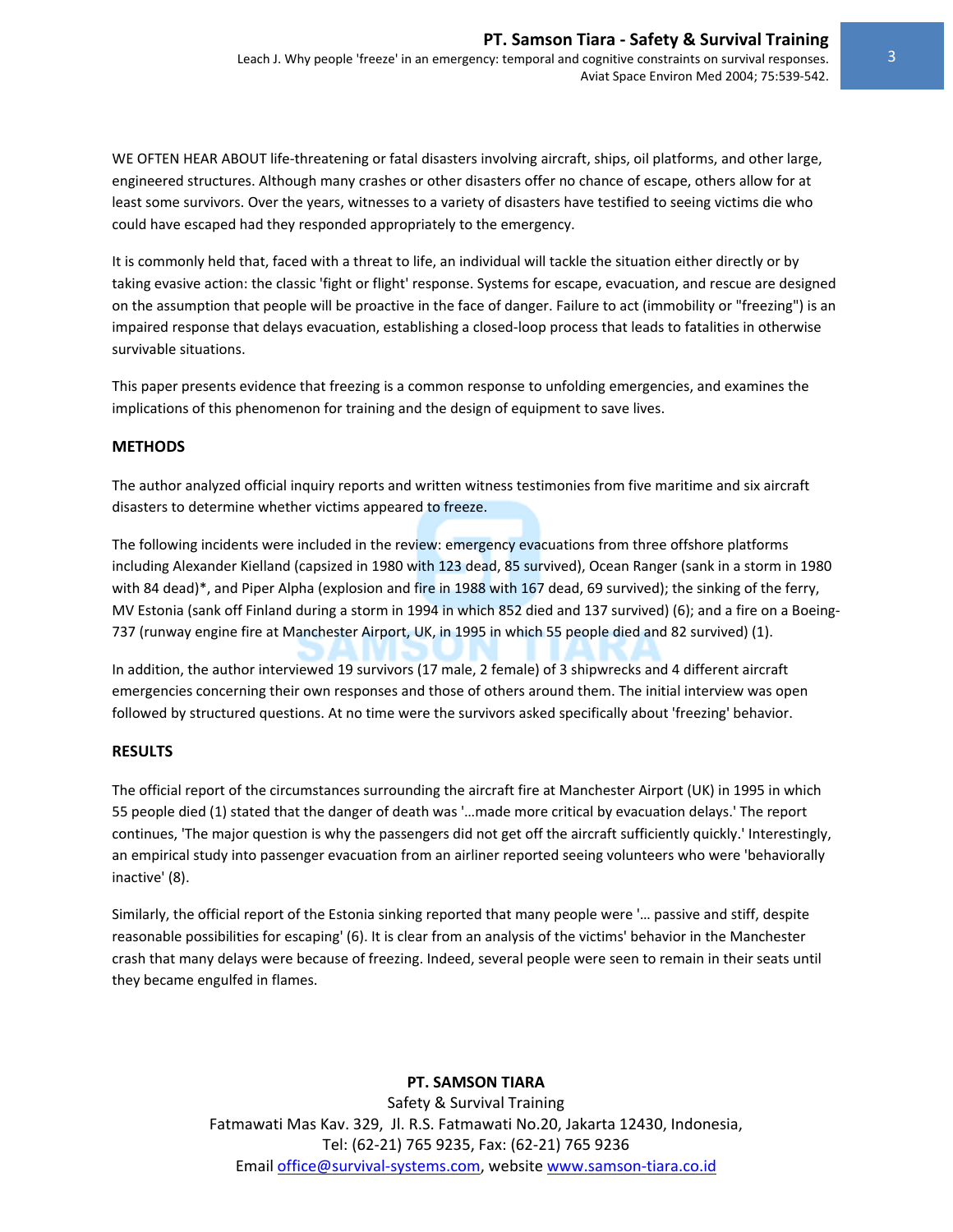WE OFTEN HEAR ABOUT life-threatening or fatal disasters involving aircraft, ships, oil platforms, and other large, engineered structures. Although many crashes or other disasters offer no chance of escape, others allow for at least some survivors. Over the years, witnesses to a variety of disasters have testified to seeing victims die who could have escaped had they responded appropriately to the emergency.

It is commonly held that, faced with a threat to life, an individual will tackle the situation either directly or by taking evasive action: the classic 'fight or flight' response. Systems for escape, evacuation, and rescue are designed on the assumption that people will be proactive in the face of danger. Failure to act (immobility or "freezing") is an impaired response that delays evacuation, establishing a closed-loop process that leads to fatalities in otherwise survivable situations.

This paper presents evidence that freezing is a common response to unfolding emergencies, and examines the implications of this phenomenon for training and the design of equipment to save lives.

## METHODS

The author analyzed official inquiry reports and written witness testimonies from five maritime and six aircraft disasters to determine whether victims appeared to freeze.

The following incidents were included in the review: emergency evacuations from three offshore platforms including Alexander Kielland (capsized in 1980 with 123 dead, 85 survived), Ocean Ranger (sank in a storm in 1980 with 84 dead)*, and Piper Alpha (explosion and fire in 1988 with 167 dead, 69 survived); the sinking of the ferry, MV Estonia (sank off Finland during a storm in 1994 in which 852 died and 137 survived) (6); and a fire on a Boeing-737 (runway engine fire at Manchester Airport, UK, in 1995 in which 55 people died and 82 survived) (1).

In addition, the author interviewed 19 survivors (17 male, 2 female) of 3 shipwrecks and 4 different aircraft emergencies concerning their own responses and those of others around them. The initial interview was open followed by structured questions. At no time were the survivors asked specifically about 'freezing' behavior.

## RESULTS

The official report of the circumstances surrounding the aircraft fire at Manchester Airport (UK) in 1995 in which 55 people died (1) stated that the danger of death was '…made more critical by evacuation delays.' The report continues, 'The major question is why the passengers did not get off the aircraft sufficiently quickly.' Interestingly, an empirical study into passenger evacuation from an airliner reported seeing volunteers who were 'behaviorally inactive' (8).

Similarly, the official report of the Estonia sinking reported that many people were '… passive and stiff, despite reasonable possibilities for escaping' (6). It is clear from an analysis of the victims' behavior in the Manchester crash that many delays were because of freezing. Indeed, several people were seen to remain in their seats until they became engulfed in flames.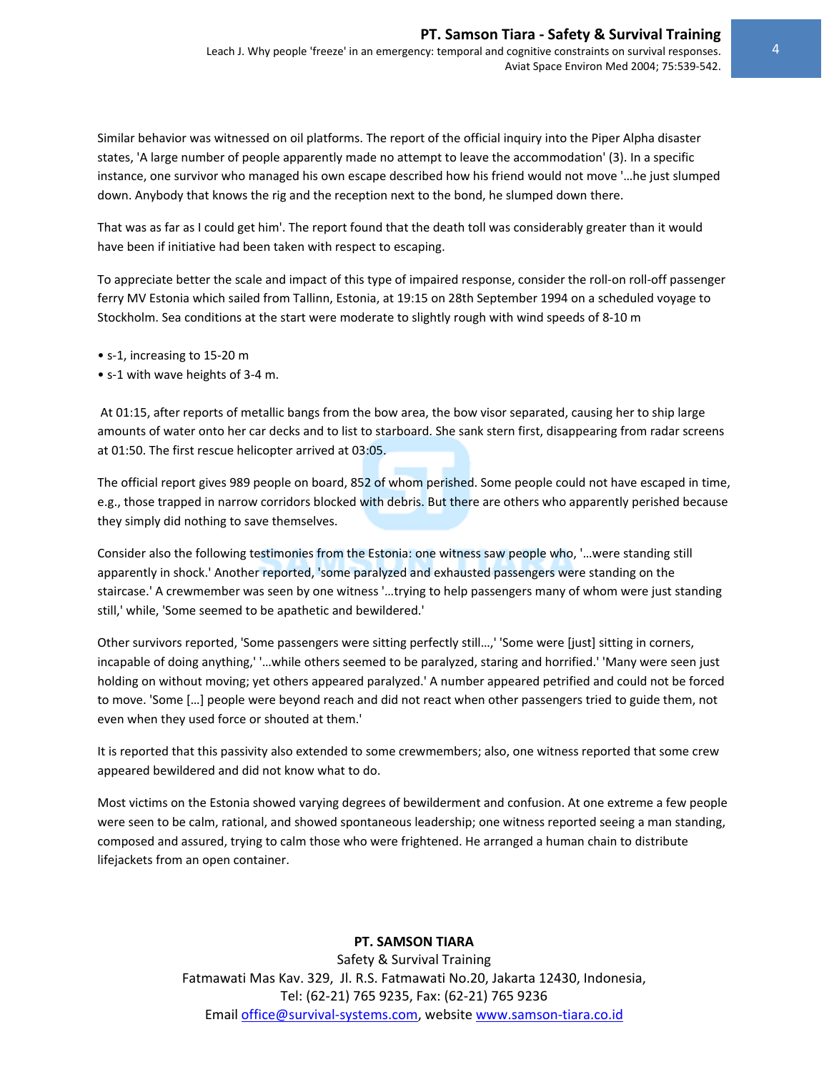Similar behavior was witnessed on oil platforms. The report of the official inquiry into the Piper Alpha disaster states, 'A large number of people apparently made no attempt to leave the accommodation' (3). In a specific instance, one survivor who managed his own escape described how his friend would not move '…he just slumped down. Anybody that knows the rig and the reception next to the bond, he slumped down there.

That was as far as I could get him'. The report found that the death toll was considerably greater than it would have been if initiative had been taken with respect to escaping.

To appreciate better the scale and impact of this type of impaired response, consider the roll-on roll-off passenger ferry MV Estonia which sailed from Tallinn, Estonia, at 19:15 on 28th September 1994 on a scheduled voyage to Stockholm. Sea conditions at the start were moderate to slightly rough with wind speeds of 8-10 m

- s-1, increasing to 15-20 m
- s-1 with wave heights of 3-4 m.

At 01:15, after reports of metallic bangs from the bow area, the bow visor separated, causing her to ship large amounts of water onto her car decks and to list to starboard. She sank stern first, disappearing from radar screens at 01:50. The first rescue helicopter arrived at 03:05.

The official report gives 989 people on board, 852 of whom perished. Some people could not have escaped in time, e.g., those trapped in narrow corridors blocked with debris. But there are others who apparently perished because they simply did nothing to save themselves.

Consider also the following testimonies from the Estonia: one witness saw people who, '…were standing still apparently in shock.' Another reported, 'some paralyzed and exhausted passengers were standing on the staircase.' A crewmember was seen by one witness '…trying to help passengers many of whom were just standing still,' while, 'Some seemed to be apathetic and bewildered.'

Other survivors reported, 'Some passengers were sitting perfectly still…,' 'Some were [just] sitting in corners, incapable of doing anything,' '…while others seemed to be paralyzed, staring and horrified.' 'Many were seen just holding on without moving; yet others appeared paralyzed.' A number appeared petrified and could not be forced to move. 'Some […] people were beyond reach and did not react when other passengers tried to guide them, not even when they used force or shouted at them.'

It is reported that this passivity also extended to some crewmembers; also, one witness reported that some crew appeared bewildered and did not know what to do.

Most victims on the Estonia showed varying degrees of bewilderment and confusion. At one extreme a few people were seen to be calm, rational, and showed spontaneous leadership; one witness reported seeing a man standing, composed and assured, trying to calm those who were frightened. He arranged a human chain to distribute lifejackets from an open container.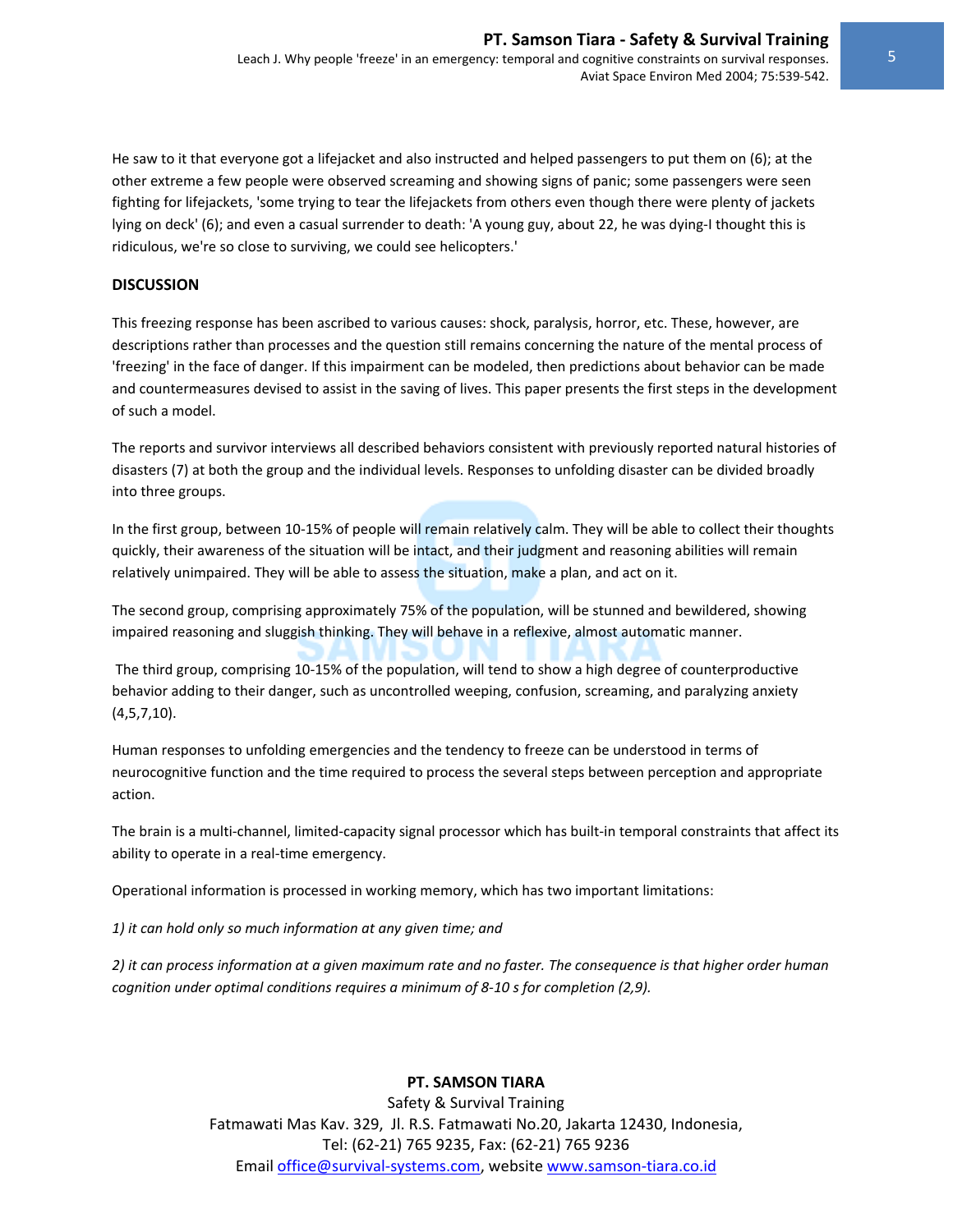He saw to it that everyone got a lifejacket and also instructed and helped passengers to put them on (6); at the other extreme a few people were observed screaming and showing signs of panic; some passengers were seen fighting for lifejackets, 'some trying to tear the lifejackets from others even though there were plenty of jackets lying on deck' (6); and even a casual surrender to death: 'A young guy, about 22, he was dying-I thought this is ridiculous, we're so close to surviving, we could see helicopters.'

**DISCUSSION**

This freezing response has been ascribed to various causes: shock, paralysis, horror, etc. These, however, are descriptions rather than processes and the question still remains concerning the nature of the mental process of 'freezing' in the face of danger. If this impairment can be modeled, then predictions about behavior can be made and countermeasures devised to assist in the saving of lives. This paper presents the first steps in the development of such a model.

The reports and survivor interviews all described behaviors consistent with previously reported natural histories of disasters (7) at both the group and the individual levels. Responses to unfolding disaster can be divided broadly into three groups.

In the first group, between 10-15% of people will remain relatively calm. They will be able to collect their thoughts quickly, their awareness of the situation will be intact, and their judgment and reasoning abilities will remain relatively unimpaired. They will be able to assess the situation, make a plan, and act on it.

The second group, comprising approximately 75% of the population, will be stunned and bewildered, showing impaired reasoning and sluggish thinking. They will behave in a reflexive, almost automatic manner.

The third group, comprising 10-15% of the population, will tend to show a high degree of counterproductive behavior adding to their danger, such as uncontrolled weeping, confusion, screaming, and paralyzing anxiety (4,5,7,10).

Human responses to unfolding emergencies and the tendency to freeze can be understood in terms of neurocognitive function and the time required to process the several steps between perception and appropriate action.

The brain is a multi-channel, limited-capacity signal processor which has built-in temporal constraints that affect its ability to operate in a real-time emergency.

Operational information is processed in working memory, which has two important limitations:

*1) it can hold only so much information at any given time; and*

*2) it can process information at a given maximum rate and no faster. The consequence is that higher order human cognition under optimal conditions requires a minimum of 8-10 s for completion (2,9).*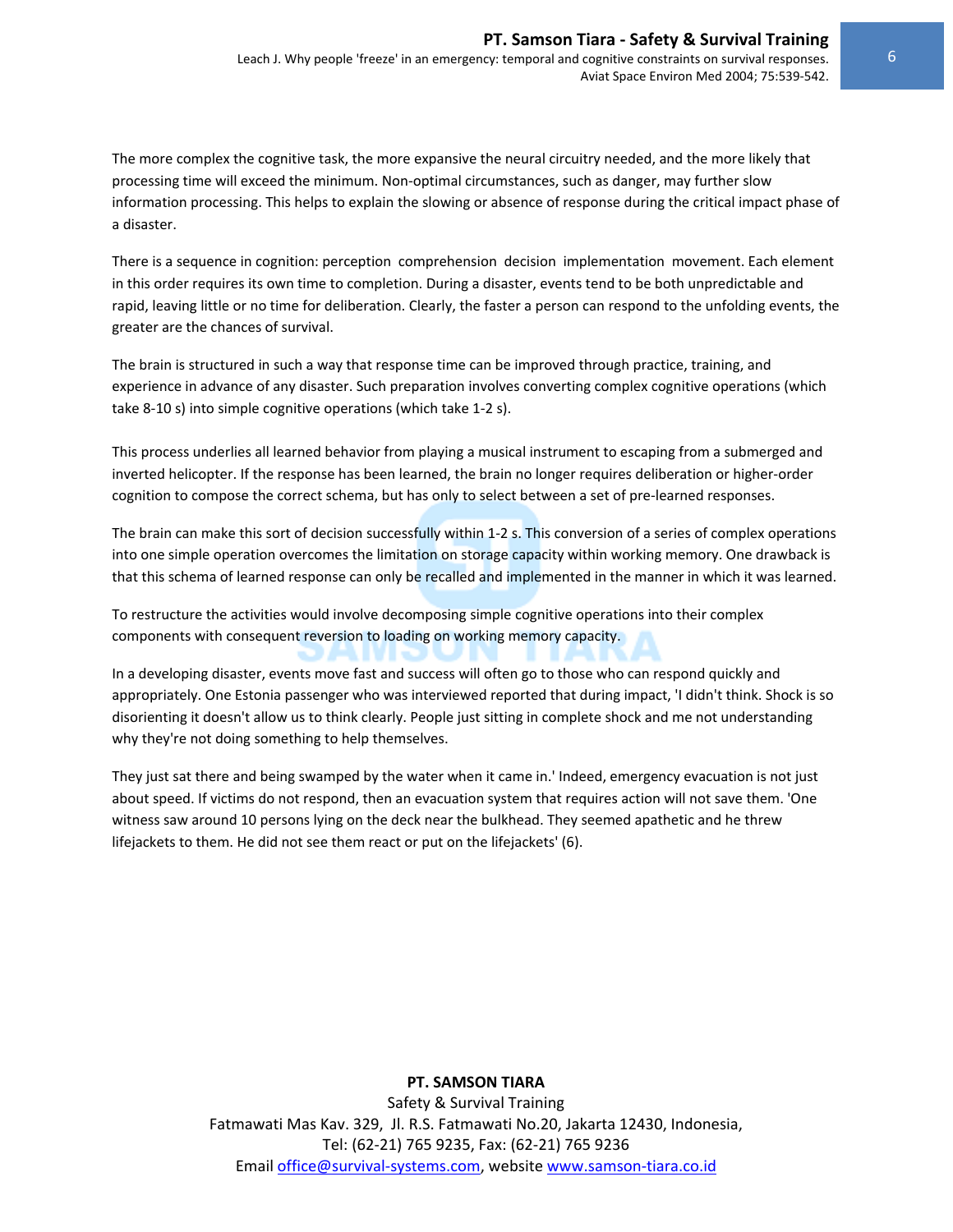The more complex the cognitive task, the more expansive the neural circuitry needed, and the more likely that processing time will exceed the minimum. Non-optimal circumstances, such as danger, may further slow information processing. This helps to explain the slowing or absence of response during the critical impact phase of a disaster.

There is a sequence in cognition: perception  comprehension  decision  implementation  movement. Each element in this order requires its own time to completion. During a disaster, events tend to be both unpredictable and rapid, leaving little or no time for deliberation. Clearly, the faster a person can respond to the unfolding events, the greater are the chances of survival.

The brain is structured in such a way that response time can be improved through practice, training, and experience in advance of any disaster. Such preparation involves converting complex cognitive operations (which take 8-10 s) into simple cognitive operations (which take 1-2 s).

This process underlies all learned behavior from playing a musical instrument to escaping from a submerged and inverted helicopter. If the response has been learned, the brain no longer requires deliberation or higher-order cognition to compose the correct schema, but has only to select between a set of pre-learned responses.

The brain can make this sort of decision successfully within 1-2 s. This conversion of a series of complex operations into one simple operation overcomes the limitation on storage capacity within working memory. One drawback is that this schema of learned response can only be recalled and implemented in the manner in which it was learned.

To restructure the activities would involve decomposing simple cognitive operations into their complex components with consequent reversion to loading on working memory capacity.

In a developing disaster, events move fast and success will often go to those who can respond quickly and appropriately. One Estonia passenger who was interviewed reported that during impact, 'I didn't think. Shock is so disorienting it doesn't allow us to think clearly. People just sitting in complete shock and me not understanding why they're not doing something to help themselves.

They just sat there and being swamped by the water when it came in.' Indeed, emergency evacuation is not just about speed. If victims do not respond, then an evacuation system that requires action will not save them. 'One witness saw around 10 persons lying on the deck near the bulkhead. They seemed apathetic and he threw lifejackets to them. He did not see them react or put on the lifejackets' (6).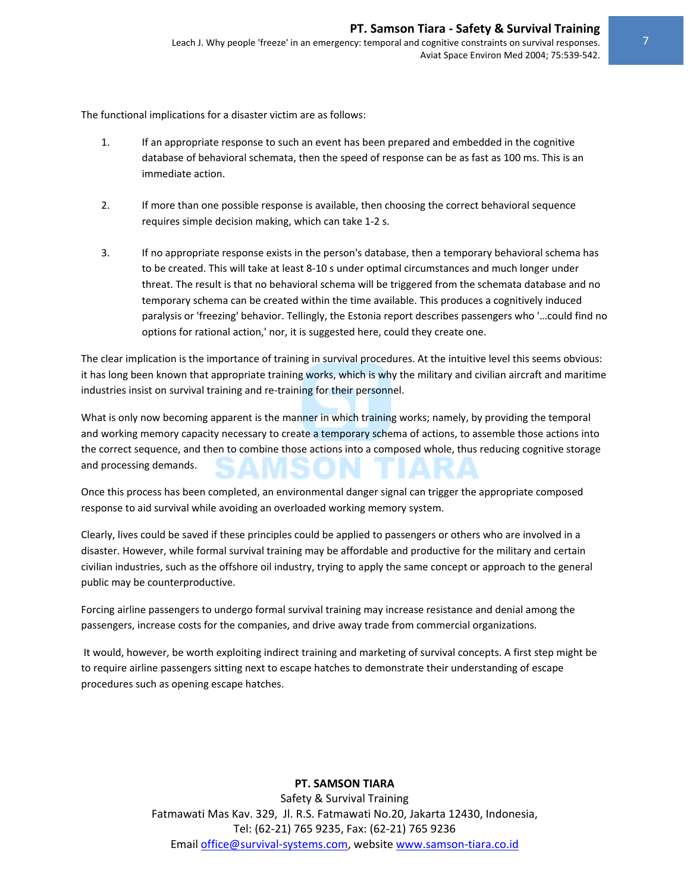The functional implications for a disaster victim are as follows:

1. If an appropriate response to such an event has been prepared and embedded in the cognitive database of behavioral schemata, then the speed of response can be as fast as 100 ms. This is an immediate action.

2. If more than one possible response is available, then choosing the correct behavioral sequence requires simple decision making, which can take 1-2 s.

3. If no appropriate response exists in the person's database, then a temporary behavioral schema has to be created. This will take at least 8-10 s under optimal circumstances and much longer under threat. The result is that no behavioral schema will be triggered from the schemata database and no temporary schema can be created within the time available. This produces a cognitively induced paralysis or 'freezing' behavior. Tellingly, the Estonia report describes passengers who '…could find no options for rational action,' nor, it is suggested here, could they create one.

The clear implication is the importance of training in survival procedures. At the intuitive level this seems obvious: it has long been known that appropriate training works, which is why the military and civilian aircraft and maritime industries insist on survival training and re-training for their personnel.

What is only now becoming apparent is the manner in which training works; namely, by providing the temporal and working memory capacity necessary to create a temporary schema of actions, to assemble those actions into the correct sequence, and then to combine those actions into a composed whole, thus reducing cognitive storage and processing demands.

Once this process has been completed, an environmental danger signal can trigger the appropriate composed response to aid survival while avoiding an overloaded working memory system.

Clearly, lives could be saved if these principles could be applied to passengers or others who are involved in a disaster. However, while formal survival training may be affordable and productive for the military and certain civilian industries, such as the offshore oil industry, trying to apply the same concept or approach to the general public may be counterproductive.

Forcing airline passengers to undergo formal survival training may increase resistance and denial among the passengers, increase costs for the companies, and drive away trade from commercial organizations.

It would, however, be worth exploiting indirect training and marketing of survival concepts. A first step might be to require airline passengers sitting next to escape hatches to demonstrate their understanding of escape procedures such as opening escape hatches.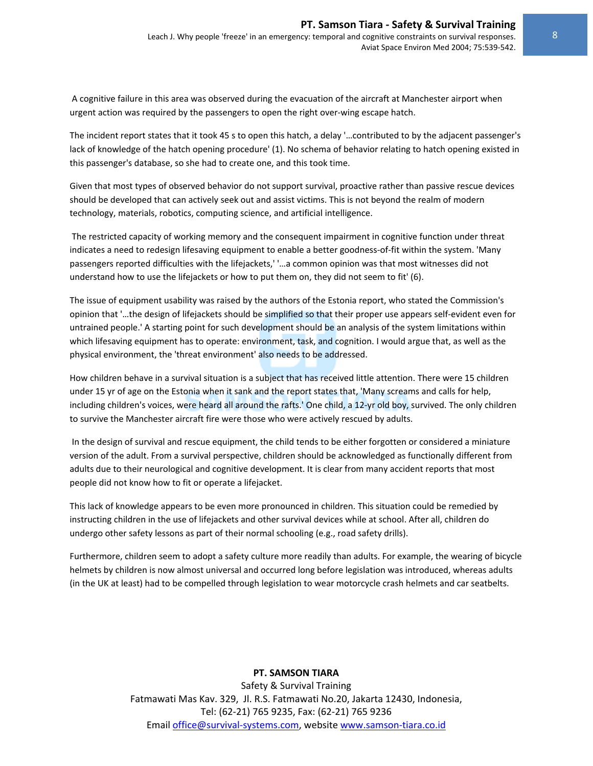A cognitive failure in this area was observed during the evacuation of the aircraft at Manchester airport when urgent action was required by the passengers to open the right over-wing escape hatch.

The incident report states that it took 45 s to open this hatch, a delay '…contributed to by the adjacent passenger's lack of knowledge of the hatch opening procedure' (1). No schema of behavior relating to hatch opening existed in this passenger's database, so she had to create one, and this took time.

Given that most types of observed behavior do not support survival, proactive rather than passive rescue devices should be developed that can actively seek out and assist victims. This is not beyond the realm of modern technology, materials, robotics, computing science, and artificial intelligence.

The restricted capacity of working memory and the consequent impairment in cognitive function under threat indicates a need to redesign lifesaving equipment to enable a better goodness-of-fit within the system. 'Many passengers reported difficulties with the lifejackets,' '…a common opinion was that most witnesses did not understand how to use the lifejackets or how to put them on, they did not seem to fit' (6).

The issue of equipment usability was raised by the authors of the Estonia report, who stated the Commission's opinion that '…the design of lifejackets should be simplified so that their proper use appears self-evident even for untrained people.' A starting point for such development should be an analysis of the system limitations within which lifesaving equipment has to operate: environment, task, and cognition. I would argue that, as well as the physical environment, the 'threat environment' also needs to be addressed.

How children behave in a survival situation is a subject that has received little attention. There were 15 children under 15 yr of age on the Estonia when it sank and the report states that, 'Many screams and calls for help, including children's voices, were heard all around the rafts.' One child, a 12-yr old boy, survived. The only children to survive the Manchester aircraft fire were those who were actively rescued by adults.

In the design of survival and rescue equipment, the child tends to be either forgotten or considered a miniature version of the adult. From a survival perspective, children should be acknowledged as functionally different from adults due to their neurological and cognitive development. It is clear from many accident reports that most people did not know how to fit or operate a lifejacket.

This lack of knowledge appears to be even more pronounced in children. This situation could be remedied by instructing children in the use of lifejackets and other survival devices while at school. After all, children do undergo other safety lessons as part of their normal schooling (e.g., road safety drills).

Furthermore, children seem to adopt a safety culture more readily than adults. For example, the wearing of bicycle helmets by children is now almost universal and occurred long before legislation was introduced, whereas adults (in the UK at least) had to be compelled through legislation to wear motorcycle crash helmets and car seatbelts.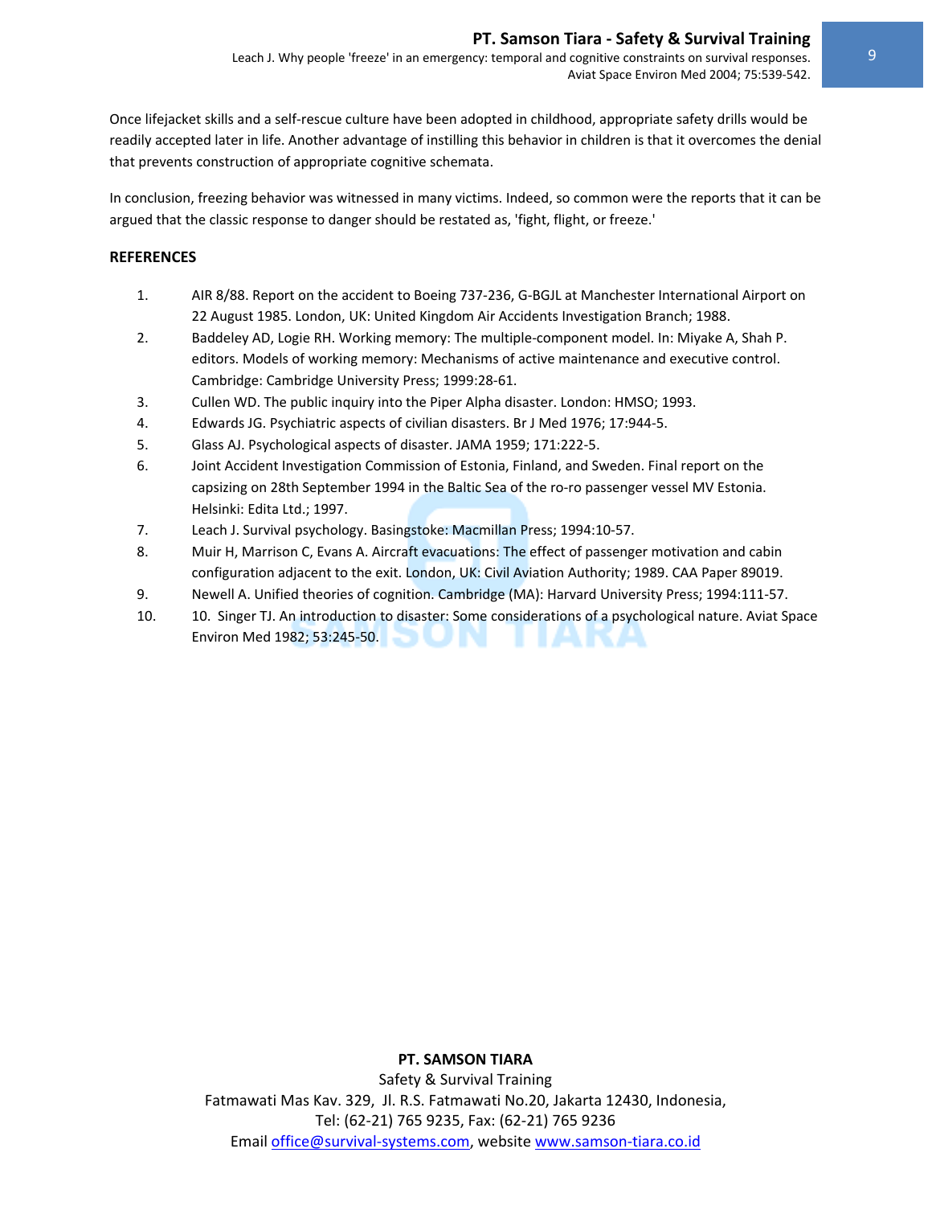Once lifejacket skills and a self-rescue culture have been adopted in childhood, appropriate safety drills would be readily accepted later in life. Another advantage of instilling this behavior in children is that it overcomes the denial that prevents construction of appropriate cognitive schemata.

In conclusion, freezing behavior was witnessed in many victims. Indeed, so common were the reports that it can be argued that the classic response to danger should be restated as, 'fight, flight, or freeze.'

**REFERENCES**

1. AIR 8/88. Report on the accident to Boeing 737-236, G-BGJL at Manchester International Airport on 22 August 1985. London, UK: United Kingdom Air Accidents Investigation Branch; 1988.
2. Baddeley AD, Logie RH. Working memory: The multiple-component model. In: Miyake A, Shah P. editors. Models of working memory: Mechanisms of active maintenance and executive control. Cambridge: Cambridge University Press; 1999:28-61.
3. Cullen WD. The public inquiry into the Piper Alpha disaster. London: HMSO; 1993.
4. Edwards JG. Psychiatric aspects of civilian disasters. Br J Med 1976; 17:944-5.
5. Glass AJ. Psychological aspects of disaster. JAMA 1959; 171:222-5.
6. Joint Accident Investigation Commission of Estonia, Finland, and Sweden. Final report on the capsizing on 28th September 1994 in the Baltic Sea of the ro-ro passenger vessel MV Estonia. Helsinki: Edita Ltd.; 1997.
7. Leach J. Survival psychology. Basingstoke: Macmillan Press; 1994:10-57.
8. Muir H, Marrison C, Evans A. Aircraft evacuations: The effect of passenger motivation and cabin configuration adjacent to the exit. London, UK: Civil Aviation Authority; 1989. CAA Paper 89019.
9. Newell A. Unified theories of cognition. Cambridge (MA): Harvard University Press; 1994:111-57.
10. 10. Singer TJ. An introduction to disaster: Some considerations of a psychological nature. Aviat Space Environ Med 1982; 53:245-50.

**PT. SAMSON TIARA**
Safety & Survival Training
Fatmawati Mas Kav. 329, Jl. R.S. Fatmawati No.20, Jakarta 12430, Indonesia,
Tel: (62-21) 765 9235, Fax: (62-21) 765 9236
Email office@survival-systems.com, website www.samson-tiara.co.id